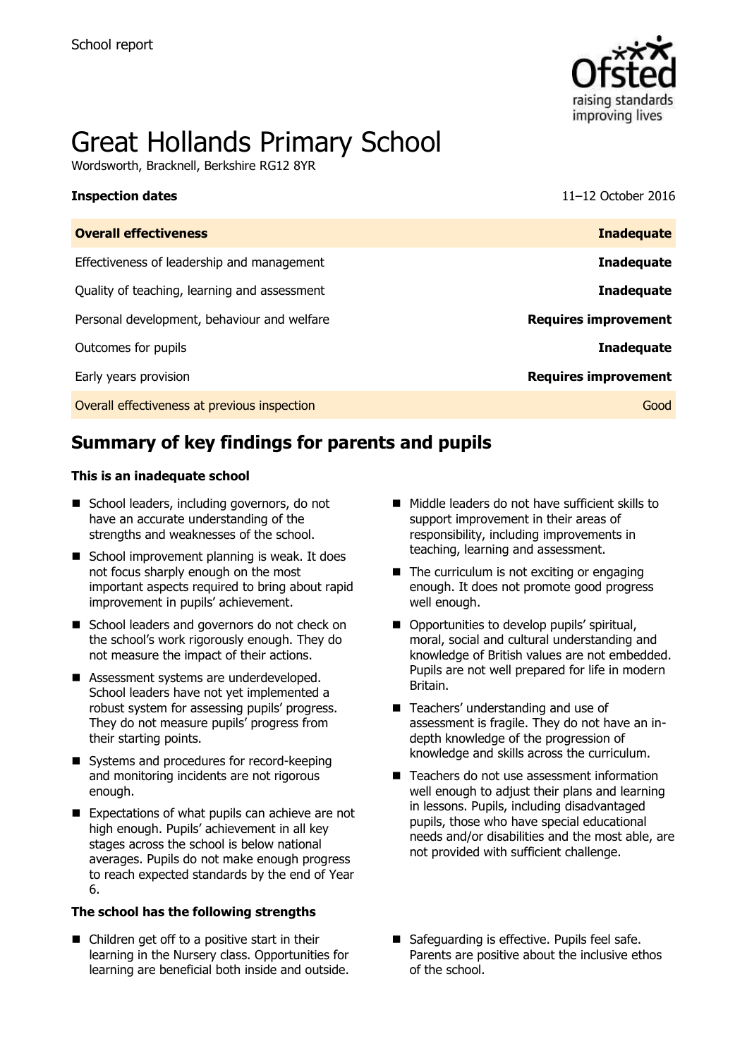School report

# Great Hollands Primary School

Wordsworth, Bracknell, Berkshire RG12 8YR

| **Inspection dates** | 11–12 October 2016 |
|---|---|
| **Overall effectiveness** | **Inadequate** |
| Effectiveness of leadership and management | **Inadequate** |
| Quality of teaching, learning and assessment | **Inadequate** |
| Personal development, behaviour and welfare | **Requires improvement** |
| Outcomes for pupils | **Inadequate** |
| Early years provision | **Requires improvement** |
| Overall effectiveness at previous inspection | Good |

## Summary of key findings for parents and pupils

**This is an inadequate school**

- School leaders, including governors, do not have an accurate understanding of the strengths and weaknesses of the school.
- School improvement planning is weak. It does not focus sharply enough on the most important aspects required to bring about rapid improvement in pupils' achievement.
- School leaders and governors do not check on the school's work rigorously enough. They do not measure the impact of their actions.
- Assessment systems are underdeveloped. School leaders have not yet implemented a robust system for assessing pupils' progress. They do not measure pupils' progress from their starting points.
- Systems and procedures for record-keeping and monitoring incidents are not rigorous enough.
- Expectations of what pupils can achieve are not high enough. Pupils' achievement in all key stages across the school is below national averages. Pupils do not make enough progress to reach expected standards by the end of Year 6.
- Middle leaders do not have sufficient skills to support improvement in their areas of responsibility, including improvements in teaching, learning and assessment.
- The curriculum is not exciting or engaging enough. It does not promote good progress well enough.
- Opportunities to develop pupils' spiritual, moral, social and cultural understanding and knowledge of British values are not embedded. Pupils are not well prepared for life in modern Britain.
- Teachers' understanding and use of assessment is fragile. They do not have an in-depth knowledge of the progression of knowledge and skills across the curriculum.
- Teachers do not use assessment information well enough to adjust their plans and learning in lessons. Pupils, including disadvantaged pupils, those who have special educational needs and/or disabilities and the most able, are not provided with sufficient challenge.

**The school has the following strengths**

- Children get off to a positive start in their learning in the Nursery class. Opportunities for learning are beneficial both inside and outside.
- Safeguarding is effective. Pupils feel safe. Parents are positive about the inclusive ethos of the school.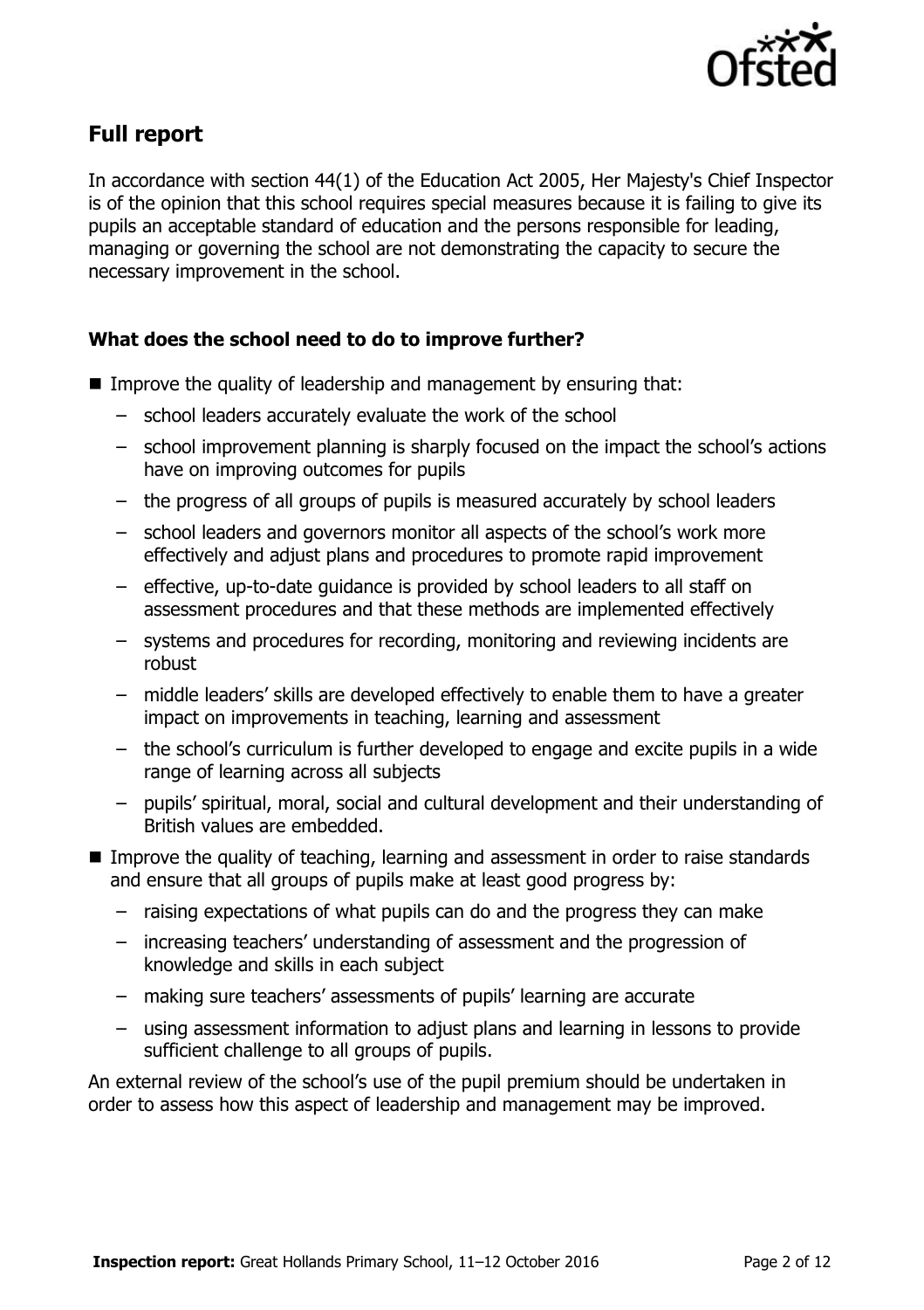## Full report

In accordance with section 44(1) of the Education Act 2005, Her Majesty's Chief Inspector is of the opinion that this school requires special measures because it is failing to give its pupils an acceptable standard of education and the persons responsible for leading, managing or governing the school are not demonstrating the capacity to secure the necessary improvement in the school.

### What does the school need to do to improve further?

- Improve the quality of leadership and management by ensuring that:
  - school leaders accurately evaluate the work of the school
  - school improvement planning is sharply focused on the impact the school's actions have on improving outcomes for pupils
  - the progress of all groups of pupils is measured accurately by school leaders
  - school leaders and governors monitor all aspects of the school's work more effectively and adjust plans and procedures to promote rapid improvement
  - effective, up-to-date guidance is provided by school leaders to all staff on assessment procedures and that these methods are implemented effectively
  - systems and procedures for recording, monitoring and reviewing incidents are robust
  - middle leaders' skills are developed effectively to enable them to have a greater impact on improvements in teaching, learning and assessment
  - the school's curriculum is further developed to engage and excite pupils in a wide range of learning across all subjects
  - pupils' spiritual, moral, social and cultural development and their understanding of British values are embedded.
- Improve the quality of teaching, learning and assessment in order to raise standards and ensure that all groups of pupils make at least good progress by:
  - raising expectations of what pupils can do and the progress they can make
  - increasing teachers' understanding of assessment and the progression of knowledge and skills in each subject
  - making sure teachers' assessments of pupils' learning are accurate
  - using assessment information to adjust plans and learning in lessons to provide sufficient challenge to all groups of pupils.

An external review of the school's use of the pupil premium should be undertaken in order to assess how this aspect of leadership and management may be improved.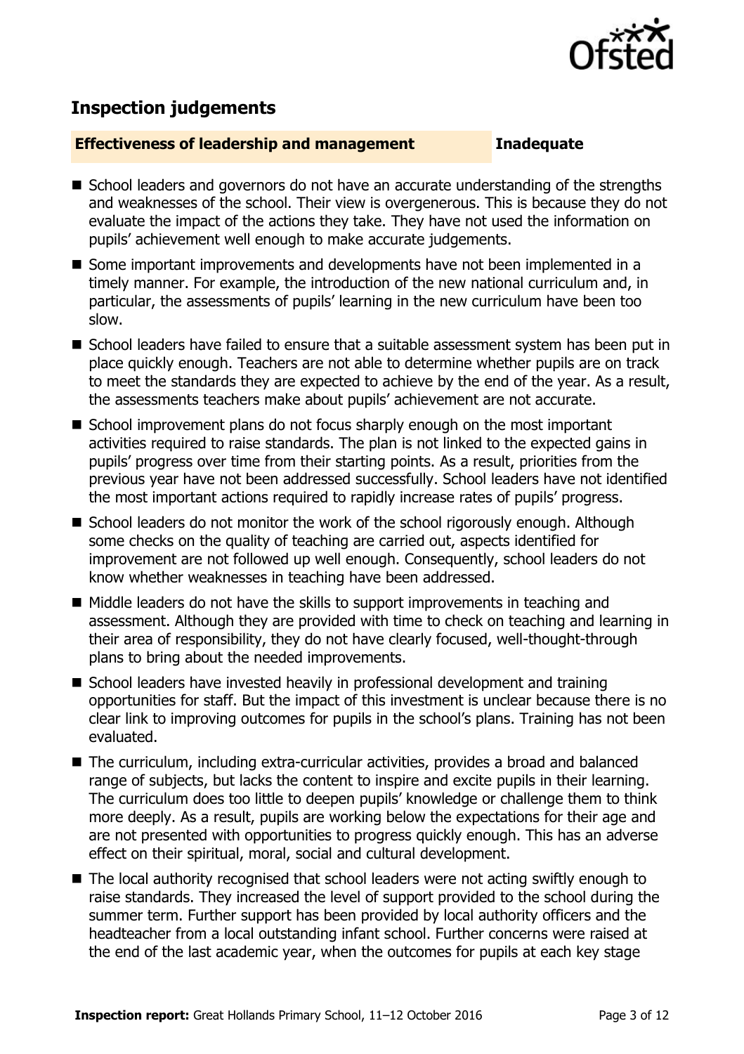## Inspection judgements

**Effectiveness of leadership and management** **Inadequate**

- School leaders and governors do not have an accurate understanding of the strengths and weaknesses of the school. Their view is overgenerous. This is because they do not evaluate the impact of the actions they take. They have not used the information on pupils' achievement well enough to make accurate judgements.
- Some important improvements and developments have not been implemented in a timely manner. For example, the introduction of the new national curriculum and, in particular, the assessments of pupils' learning in the new curriculum have been too slow.
- School leaders have failed to ensure that a suitable assessment system has been put in place quickly enough. Teachers are not able to determine whether pupils are on track to meet the standards they are expected to achieve by the end of the year. As a result, the assessments teachers make about pupils' achievement are not accurate.
- School improvement plans do not focus sharply enough on the most important activities required to raise standards. The plan is not linked to the expected gains in pupils' progress over time from their starting points. As a result, priorities from the previous year have not been addressed successfully. School leaders have not identified the most important actions required to rapidly increase rates of pupils' progress.
- School leaders do not monitor the work of the school rigorously enough. Although some checks on the quality of teaching are carried out, aspects identified for improvement are not followed up well enough. Consequently, school leaders do not know whether weaknesses in teaching have been addressed.
- Middle leaders do not have the skills to support improvements in teaching and assessment. Although they are provided with time to check on teaching and learning in their area of responsibility, they do not have clearly focused, well-thought-through plans to bring about the needed improvements.
- School leaders have invested heavily in professional development and training opportunities for staff. But the impact of this investment is unclear because there is no clear link to improving outcomes for pupils in the school's plans. Training has not been evaluated.
- The curriculum, including extra-curricular activities, provides a broad and balanced range of subjects, but lacks the content to inspire and excite pupils in their learning. The curriculum does too little to deepen pupils' knowledge or challenge them to think more deeply. As a result, pupils are working below the expectations for their age and are not presented with opportunities to progress quickly enough. This has an adverse effect on their spiritual, moral, social and cultural development.
- The local authority recognised that school leaders were not acting swiftly enough to raise standards. They increased the level of support provided to the school during the summer term. Further support has been provided by local authority officers and the headteacher from a local outstanding infant school. Further concerns were raised at the end of the last academic year, when the outcomes for pupils at each key stage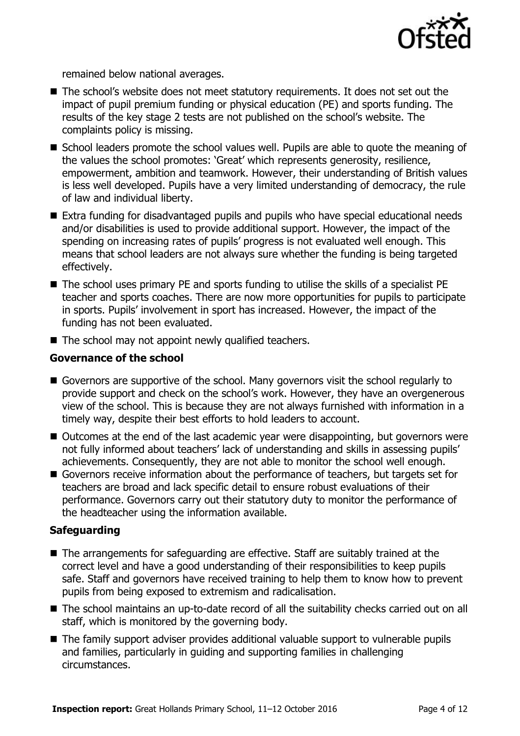remained below national averages.

- The school's website does not meet statutory requirements. It does not set out the impact of pupil premium funding or physical education (PE) and sports funding. The results of the key stage 2 tests are not published on the school's website. The complaints policy is missing.
- School leaders promote the school values well. Pupils are able to quote the meaning of the values the school promotes: 'Great' which represents generosity, resilience, empowerment, ambition and teamwork. However, their understanding of British values is less well developed. Pupils have a very limited understanding of democracy, the rule of law and individual liberty.
- Extra funding for disadvantaged pupils and pupils who have special educational needs and/or disabilities is used to provide additional support. However, the impact of the spending on increasing rates of pupils' progress is not evaluated well enough. This means that school leaders are not always sure whether the funding is being targeted effectively.
- The school uses primary PE and sports funding to utilise the skills of a specialist PE teacher and sports coaches. There are now more opportunities for pupils to participate in sports. Pupils' involvement in sport has increased. However, the impact of the funding has not been evaluated.
- The school may not appoint newly qualified teachers.

### Governance of the school

- Governors are supportive of the school. Many governors visit the school regularly to provide support and check on the school's work. However, they have an overgenerous view of the school. This is because they are not always furnished with information in a timely way, despite their best efforts to hold leaders to account.
- Outcomes at the end of the last academic year were disappointing, but governors were not fully informed about teachers' lack of understanding and skills in assessing pupils' achievements. Consequently, they are not able to monitor the school well enough.
- Governors receive information about the performance of teachers, but targets set for teachers are broad and lack specific detail to ensure robust evaluations of their performance. Governors carry out their statutory duty to monitor the performance of the headteacher using the information available.

### Safeguarding

- The arrangements for safeguarding are effective. Staff are suitably trained at the correct level and have a good understanding of their responsibilities to keep pupils safe. Staff and governors have received training to help them to know how to prevent pupils from being exposed to extremism and radicalisation.
- The school maintains an up-to-date record of all the suitability checks carried out on all staff, which is monitored by the governing body.
- The family support adviser provides additional valuable support to vulnerable pupils and families, particularly in guiding and supporting families in challenging circumstances.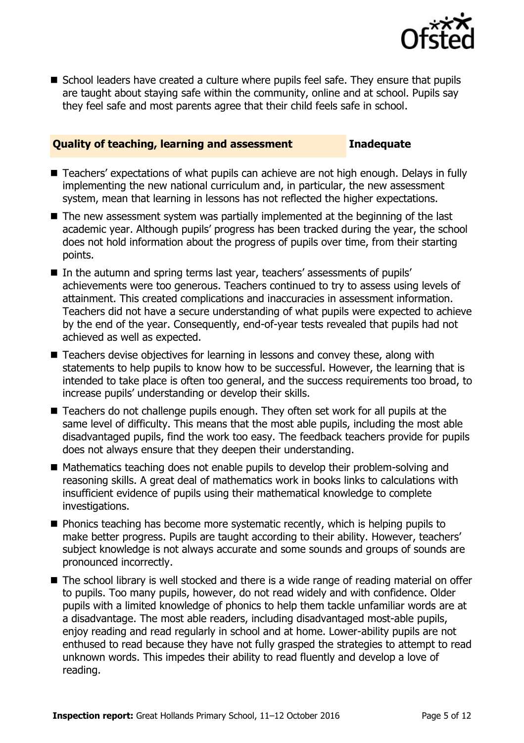- School leaders have created a culture where pupils feel safe. They ensure that pupils are taught about staying safe within the community, online and at school. Pupils say they feel safe and most parents agree that their child feels safe in school.

## Quality of teaching, learning and assessment — Inadequate

- Teachers' expectations of what pupils can achieve are not high enough. Delays in fully implementing the new national curriculum and, in particular, the new assessment system, mean that learning in lessons has not reflected the higher expectations.
- The new assessment system was partially implemented at the beginning of the last academic year. Although pupils' progress has been tracked during the year, the school does not hold information about the progress of pupils over time, from their starting points.
- In the autumn and spring terms last year, teachers' assessments of pupils' achievements were too generous. Teachers continued to try to assess using levels of attainment. This created complications and inaccuracies in assessment information. Teachers did not have a secure understanding of what pupils were expected to achieve by the end of the year. Consequently, end-of-year tests revealed that pupils had not achieved as well as expected.
- Teachers devise objectives for learning in lessons and convey these, along with statements to help pupils to know how to be successful. However, the learning that is intended to take place is often too general, and the success requirements too broad, to increase pupils' understanding or develop their skills.
- Teachers do not challenge pupils enough. They often set work for all pupils at the same level of difficulty. This means that the most able pupils, including the most able disadvantaged pupils, find the work too easy. The feedback teachers provide for pupils does not always ensure that they deepen their understanding.
- Mathematics teaching does not enable pupils to develop their problem-solving and reasoning skills. A great deal of mathematics work in books links to calculations with insufficient evidence of pupils using their mathematical knowledge to complete investigations.
- Phonics teaching has become more systematic recently, which is helping pupils to make better progress. Pupils are taught according to their ability. However, teachers' subject knowledge is not always accurate and some sounds and groups of sounds are pronounced incorrectly.
- The school library is well stocked and there is a wide range of reading material on offer to pupils. Too many pupils, however, do not read widely and with confidence. Older pupils with a limited knowledge of phonics to help them tackle unfamiliar words are at a disadvantage. The most able readers, including disadvantaged most-able pupils, enjoy reading and read regularly in school and at home. Lower-ability pupils are not enthused to read because they have not fully grasped the strategies to attempt to read unknown words. This impedes their ability to read fluently and develop a love of reading.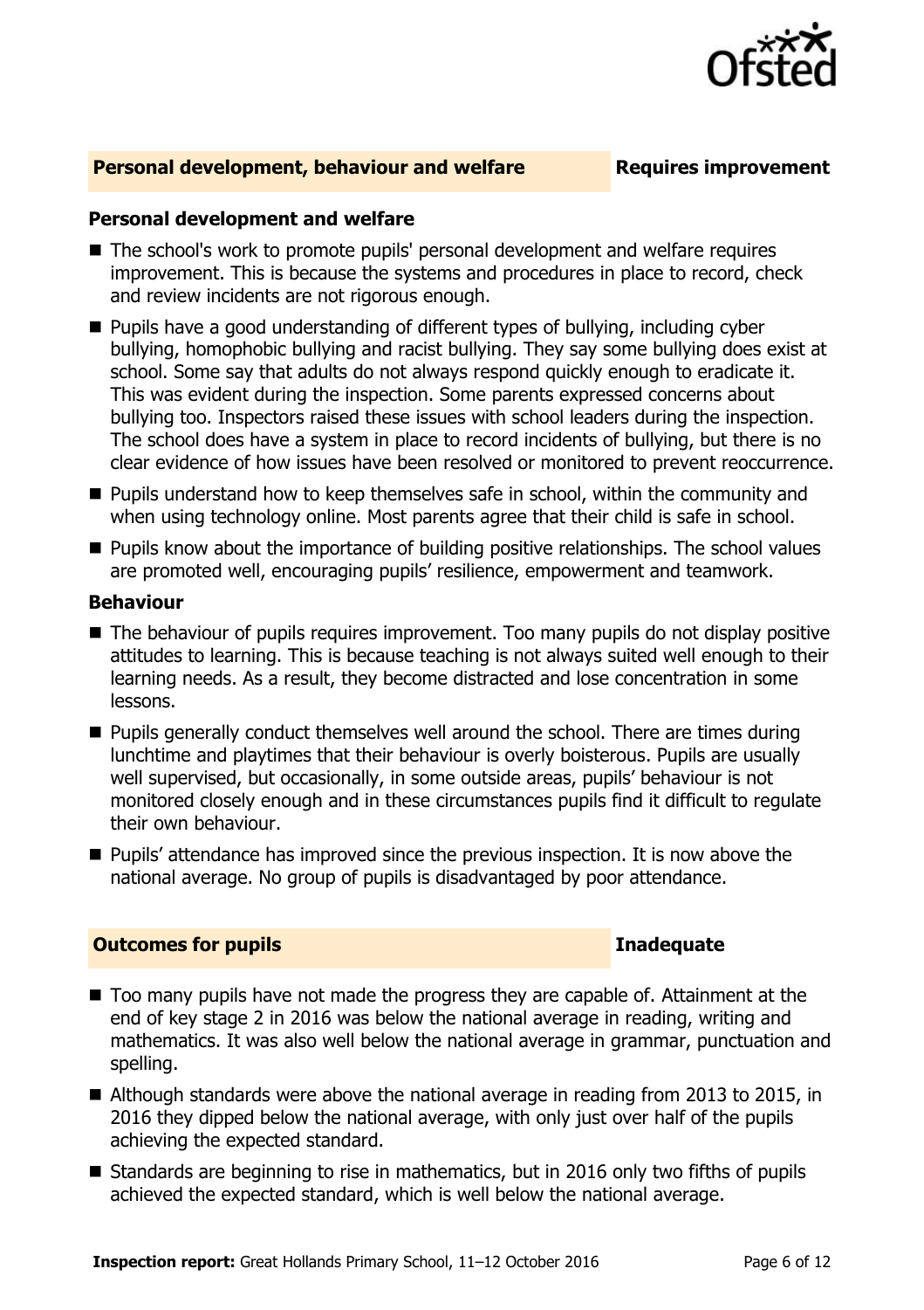## Personal development, behaviour and welfare — Requires improvement

### Personal development and welfare

- The school's work to promote pupils' personal development and welfare requires improvement. This is because the systems and procedures in place to record, check and review incidents are not rigorous enough.
- Pupils have a good understanding of different types of bullying, including cyber bullying, homophobic bullying and racist bullying. They say some bullying does exist at school. Some say that adults do not always respond quickly enough to eradicate it. This was evident during the inspection. Some parents expressed concerns about bullying too. Inspectors raised these issues with school leaders during the inspection. The school does have a system in place to record incidents of bullying, but there is no clear evidence of how issues have been resolved or monitored to prevent reoccurrence.
- Pupils understand how to keep themselves safe in school, within the community and when using technology online. Most parents agree that their child is safe in school.
- Pupils know about the importance of building positive relationships. The school values are promoted well, encouraging pupils' resilience, empowerment and teamwork.

### Behaviour

- The behaviour of pupils requires improvement. Too many pupils do not display positive attitudes to learning. This is because teaching is not always suited well enough to their learning needs. As a result, they become distracted and lose concentration in some lessons.
- Pupils generally conduct themselves well around the school. There are times during lunchtime and playtimes that their behaviour is overly boisterous. Pupils are usually well supervised, but occasionally, in some outside areas, pupils' behaviour is not monitored closely enough and in these circumstances pupils find it difficult to regulate their own behaviour.
- Pupils' attendance has improved since the previous inspection. It is now above the national average. No group of pupils is disadvantaged by poor attendance.

## Outcomes for pupils — Inadequate

- Too many pupils have not made the progress they are capable of. Attainment at the end of key stage 2 in 2016 was below the national average in reading, writing and mathematics. It was also well below the national average in grammar, punctuation and spelling.
- Although standards were above the national average in reading from 2013 to 2015, in 2016 they dipped below the national average, with only just over half of the pupils achieving the expected standard.
- Standards are beginning to rise in mathematics, but in 2016 only two fifths of pupils achieved the expected standard, which is well below the national average.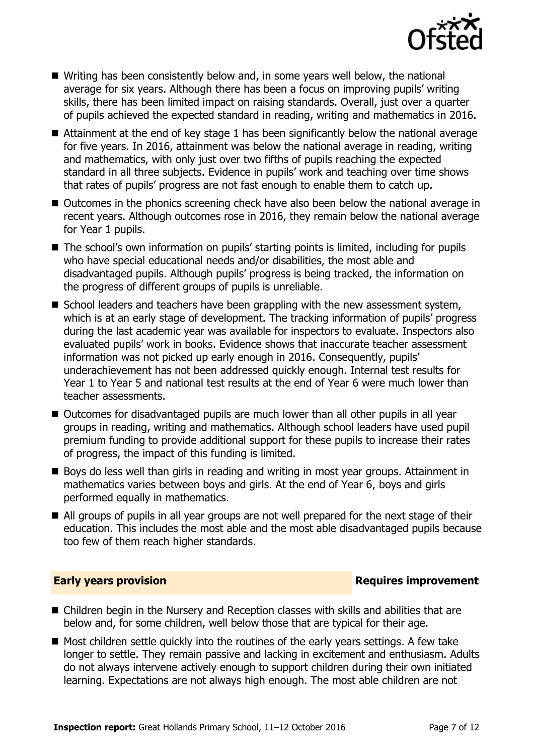- Writing has been consistently below and, in some years well below, the national average for six years. Although there has been a focus on improving pupils' writing skills, there has been limited impact on raising standards. Overall, just over a quarter of pupils achieved the expected standard in reading, writing and mathematics in 2016.
- Attainment at the end of key stage 1 has been significantly below the national average for five years. In 2016, attainment was below the national average in reading, writing and mathematics, with only just over two fifths of pupils reaching the expected standard in all three subjects. Evidence in pupils' work and teaching over time shows that rates of pupils' progress are not fast enough to enable them to catch up.
- Outcomes in the phonics screening check have also been below the national average in recent years. Although outcomes rose in 2016, they remain below the national average for Year 1 pupils.
- The school's own information on pupils' starting points is limited, including for pupils who have special educational needs and/or disabilities, the most able and disadvantaged pupils. Although pupils' progress is being tracked, the information on the progress of different groups of pupils is unreliable.
- School leaders and teachers have been grappling with the new assessment system, which is at an early stage of development. The tracking information of pupils' progress during the last academic year was available for inspectors to evaluate. Inspectors also evaluated pupils' work in books. Evidence shows that inaccurate teacher assessment information was not picked up early enough in 2016. Consequently, pupils' underachievement has not been addressed quickly enough. Internal test results for Year 1 to Year 5 and national test results at the end of Year 6 were much lower than teacher assessments.
- Outcomes for disadvantaged pupils are much lower than all other pupils in all year groups in reading, writing and mathematics. Although school leaders have used pupil premium funding to provide additional support for these pupils to increase their rates of progress, the impact of this funding is limited.
- Boys do less well than girls in reading and writing in most year groups. Attainment in mathematics varies between boys and girls. At the end of Year 6, boys and girls performed equally in mathematics.
- All groups of pupils in all year groups are not well prepared for the next stage of their education. This includes the most able and the most able disadvantaged pupils because too few of them reach higher standards.

## Early years provision — Requires improvement

- Children begin in the Nursery and Reception classes with skills and abilities that are below and, for some children, well below those that are typical for their age.
- Most children settle quickly into the routines of the early years settings. A few take longer to settle. They remain passive and lacking in excitement and enthusiasm. Adults do not always intervene actively enough to support children during their own initiated learning. Expectations are not always high enough. The most able children are not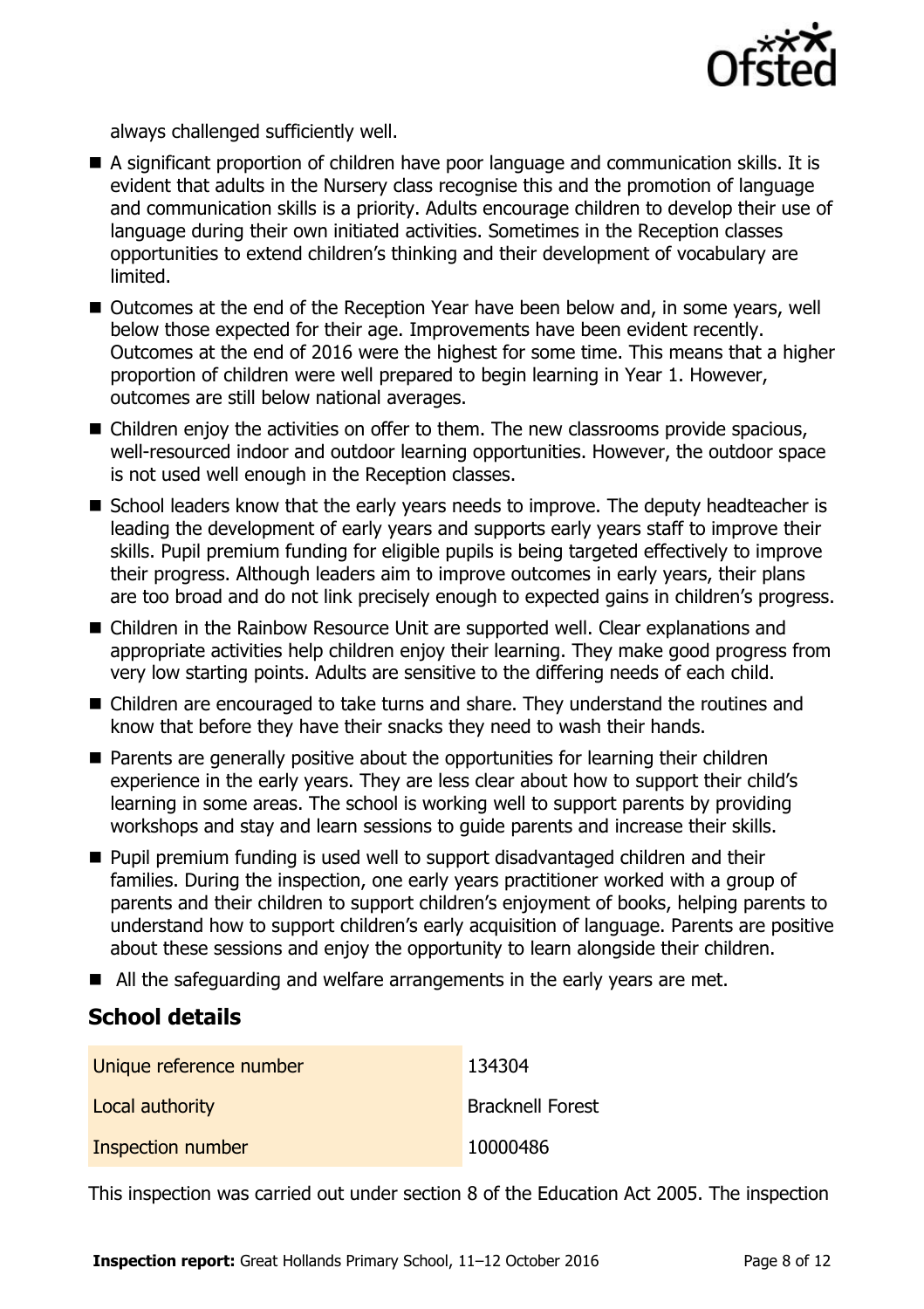always challenged sufficiently well.

- A significant proportion of children have poor language and communication skills. It is evident that adults in the Nursery class recognise this and the promotion of language and communication skills is a priority. Adults encourage children to develop their use of language during their own initiated activities. Sometimes in the Reception classes opportunities to extend children's thinking and their development of vocabulary are limited.
- Outcomes at the end of the Reception Year have been below and, in some years, well below those expected for their age. Improvements have been evident recently. Outcomes at the end of 2016 were the highest for some time. This means that a higher proportion of children were well prepared to begin learning in Year 1. However, outcomes are still below national averages.
- Children enjoy the activities on offer to them. The new classrooms provide spacious, well-resourced indoor and outdoor learning opportunities. However, the outdoor space is not used well enough in the Reception classes.
- School leaders know that the early years needs to improve. The deputy headteacher is leading the development of early years and supports early years staff to improve their skills. Pupil premium funding for eligible pupils is being targeted effectively to improve their progress. Although leaders aim to improve outcomes in early years, their plans are too broad and do not link precisely enough to expected gains in children's progress.
- Children in the Rainbow Resource Unit are supported well. Clear explanations and appropriate activities help children enjoy their learning. They make good progress from very low starting points. Adults are sensitive to the differing needs of each child.
- Children are encouraged to take turns and share. They understand the routines and know that before they have their snacks they need to wash their hands.
- Parents are generally positive about the opportunities for learning their children experience in the early years. They are less clear about how to support their child's learning in some areas. The school is working well to support parents by providing workshops and stay and learn sessions to guide parents and increase their skills.
- Pupil premium funding is used well to support disadvantaged children and their families. During the inspection, one early years practitioner worked with a group of parents and their children to support children's enjoyment of books, helping parents to understand how to support children's early acquisition of language. Parents are positive about these sessions and enjoy the opportunity to learn alongside their children.
- All the safeguarding and welfare arrangements in the early years are met.

## School details

| | |
|---|---|
| Unique reference number | 134304 |
| Local authority | Bracknell Forest |
| Inspection number | 10000486 |

This inspection was carried out under section 8 of the Education Act 2005. The inspection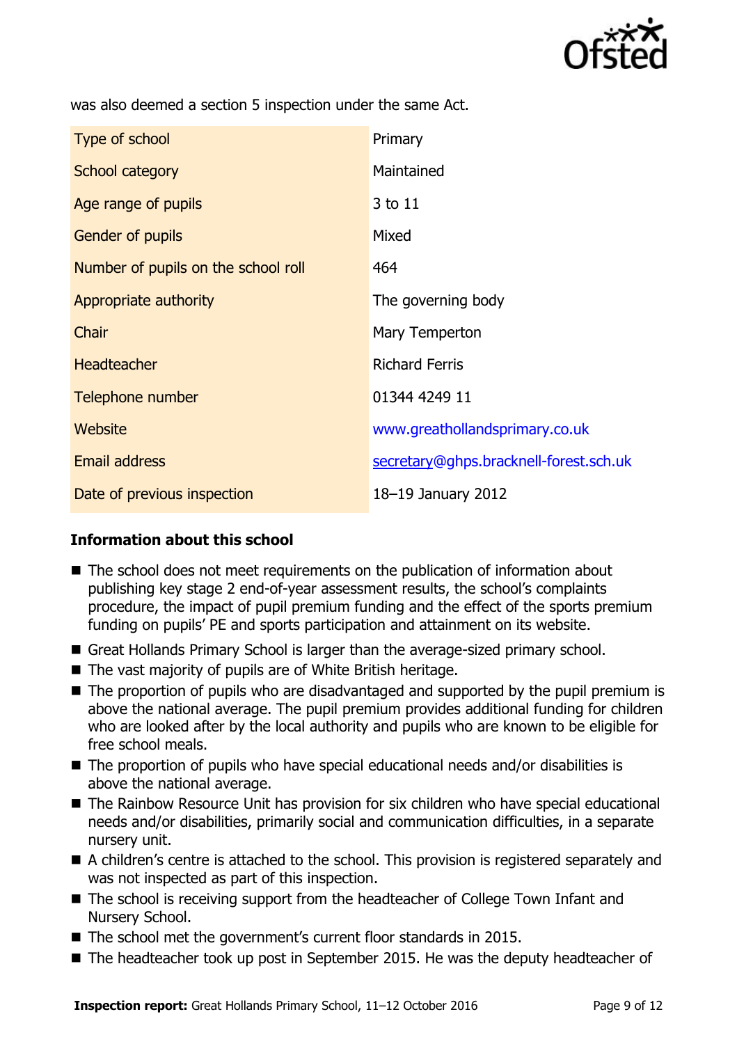was also deemed a section 5 inspection under the same Act.

| Type of school | Primary |
|---|---|
| School category | Maintained |
| Age range of pupils | 3 to 11 |
| Gender of pupils | Mixed |
| Number of pupils on the school roll | 464 |
| Appropriate authority | The governing body |
| Chair | Mary Temperton |
| Headteacher | Richard Ferris |
| Telephone number | 01344 4249 11 |
| Website | www.greathollandsprimary.co.uk |
| Email address | secretary@ghps.bracknell-forest.sch.uk |
| Date of previous inspection | 18–19 January 2012 |

### Information about this school

- The school does not meet requirements on the publication of information about publishing key stage 2 end-of-year assessment results, the school's complaints procedure, the impact of pupil premium funding and the effect of the sports premium funding on pupils' PE and sports participation and attainment on its website.
- Great Hollands Primary School is larger than the average-sized primary school.
- The vast majority of pupils are of White British heritage.
- The proportion of pupils who are disadvantaged and supported by the pupil premium is above the national average. The pupil premium provides additional funding for children who are looked after by the local authority and pupils who are known to be eligible for free school meals.
- The proportion of pupils who have special educational needs and/or disabilities is above the national average.
- The Rainbow Resource Unit has provision for six children who have special educational needs and/or disabilities, primarily social and communication difficulties, in a separate nursery unit.
- A children's centre is attached to the school. This provision is registered separately and was not inspected as part of this inspection.
- The school is receiving support from the headteacher of College Town Infant and Nursery School.
- The school met the government's current floor standards in 2015.
- The headteacher took up post in September 2015. He was the deputy headteacher of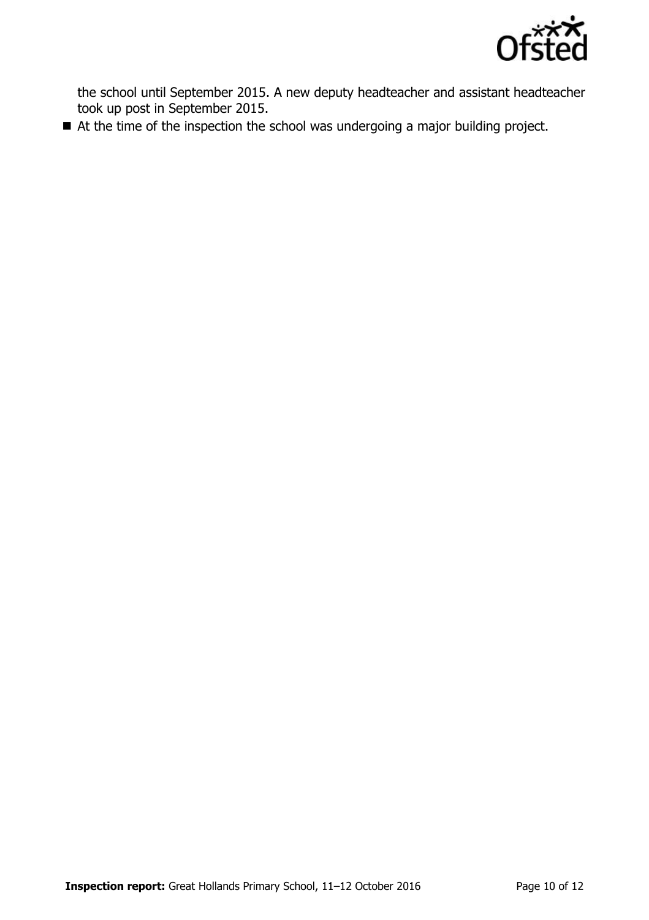the school until September 2015. A new deputy headteacher and assistant headteacher took up post in September 2015.

- At the time of the inspection the school was undergoing a major building project.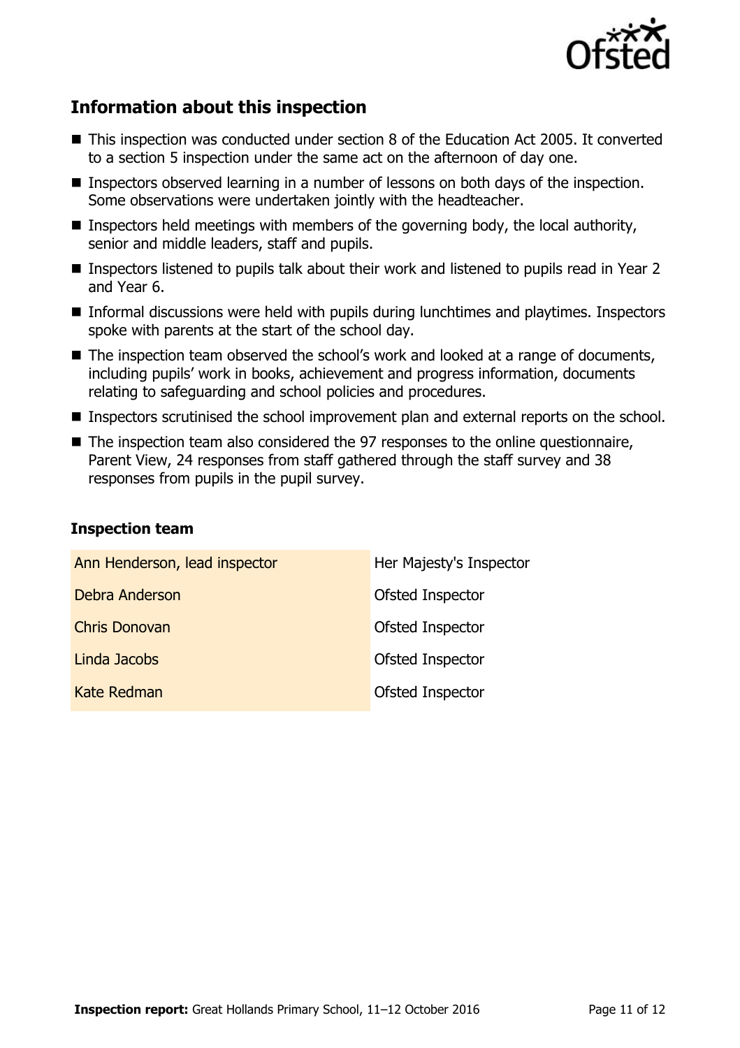## Information about this inspection

- This inspection was conducted under section 8 of the Education Act 2005. It converted to a section 5 inspection under the same act on the afternoon of day one.
- Inspectors observed learning in a number of lessons on both days of the inspection. Some observations were undertaken jointly with the headteacher.
- Inspectors held meetings with members of the governing body, the local authority, senior and middle leaders, staff and pupils.
- Inspectors listened to pupils talk about their work and listened to pupils read in Year 2 and Year 6.
- Informal discussions were held with pupils during lunchtimes and playtimes. Inspectors spoke with parents at the start of the school day.
- The inspection team observed the school's work and looked at a range of documents, including pupils' work in books, achievement and progress information, documents relating to safeguarding and school policies and procedures.
- Inspectors scrutinised the school improvement plan and external reports on the school.
- The inspection team also considered the 97 responses to the online questionnaire, Parent View, 24 responses from staff gathered through the staff survey and 38 responses from pupils in the pupil survey.

### Inspection team

| | |
|---|---|
| Ann Henderson, lead inspector | Her Majesty's Inspector |
| Debra Anderson | Ofsted Inspector |
| Chris Donovan | Ofsted Inspector |
| Linda Jacobs | Ofsted Inspector |
| Kate Redman | Ofsted Inspector |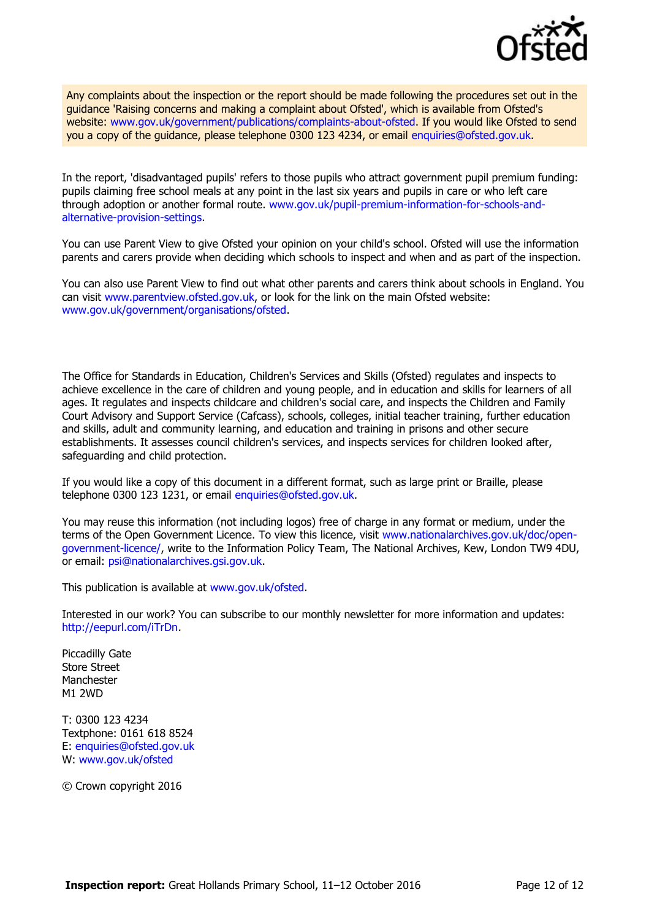Any complaints about the inspection or the report should be made following the procedures set out in the guidance 'Raising concerns and making a complaint about Ofsted', which is available from Ofsted's website: www.gov.uk/government/publications/complaints-about-ofsted. If you would like Ofsted to send you a copy of the guidance, please telephone 0300 123 4234, or email enquiries@ofsted.gov.uk.

In the report, 'disadvantaged pupils' refers to those pupils who attract government pupil premium funding: pupils claiming free school meals at any point in the last six years and pupils in care or who left care through adoption or another formal route. www.gov.uk/pupil-premium-information-for-schools-and-alternative-provision-settings.

You can use Parent View to give Ofsted your opinion on your child's school. Ofsted will use the information parents and carers provide when deciding which schools to inspect and when and as part of the inspection.

You can also use Parent View to find out what other parents and carers think about schools in England. You can visit www.parentview.ofsted.gov.uk, or look for the link on the main Ofsted website: www.gov.uk/government/organisations/ofsted.

The Office for Standards in Education, Children's Services and Skills (Ofsted) regulates and inspects to achieve excellence in the care of children and young people, and in education and skills for learners of all ages. It regulates and inspects childcare and children's social care, and inspects the Children and Family Court Advisory and Support Service (Cafcass), schools, colleges, initial teacher training, further education and skills, adult and community learning, and education and training in prisons and other secure establishments. It assesses council children's services, and inspects services for children looked after, safeguarding and child protection.

If you would like a copy of this document in a different format, such as large print or Braille, please telephone 0300 123 1231, or email enquiries@ofsted.gov.uk.

You may reuse this information (not including logos) free of charge in any format or medium, under the terms of the Open Government Licence. To view this licence, visit www.nationalarchives.gov.uk/doc/open-government-licence/, write to the Information Policy Team, The National Archives, Kew, London TW9 4DU, or email: psi@nationalarchives.gsi.gov.uk.

This publication is available at www.gov.uk/ofsted.

Interested in our work? You can subscribe to our monthly newsletter for more information and updates: http://eepurl.com/iTrDn.

Piccadilly Gate
Store Street
Manchester
M1 2WD

T: 0300 123 4234
Textphone: 0161 618 8524
E: enquiries@ofsted.gov.uk
W: www.gov.uk/ofsted

© Crown copyright 2016